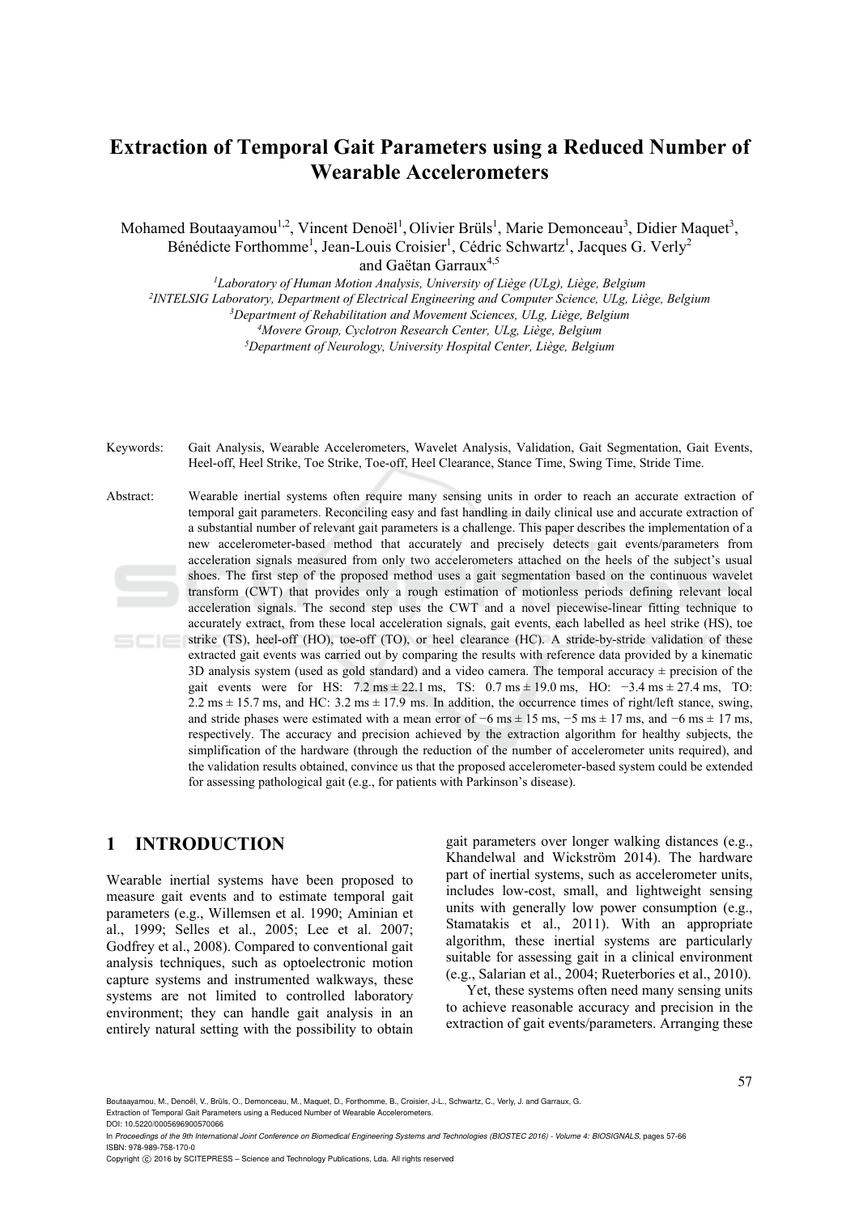# Extraction of Temporal Gait Parameters using a Reduced Number of Wearable Accelerometers

Mohamed Boutaayamou[1,2], Vincent Denoël[1], Olivier Brüls[1], Marie Demonceau[3], Didier Maquet[3], Bénédicte Forthomme[1], Jean-Louis Croisier[1], Cédric Schwartz[1], Jacques G. Verly[2] and Gaëtan Garraux[4,5]

[1]*Laboratory of Human Motion Analysis, University of Liège (ULg), Liège, Belgium*
[2]*INTELSIG Laboratory, Department of Electrical Engineering and Computer Science, ULg, Liège, Belgium*
[3]*Department of Rehabilitation and Movement Sciences, ULg, Liège, Belgium*
[4]*Movere Group, Cyclotron Research Center, ULg, Liège, Belgium*
[5]*Department of Neurology, University Hospital Center, Liège, Belgium*

Keywords: Gait Analysis, Wearable Accelerometers, Wavelet Analysis, Validation, Gait Segmentation, Gait Events, Heel-off, Heel Strike, Toe Strike, Toe-off, Heel Clearance, Stance Time, Swing Time, Stride Time.

Abstract: Wearable inertial systems often require many sensing units in order to reach an accurate extraction of temporal gait parameters. Reconciling easy and fast handling in daily clinical use and accurate extraction of a substantial number of relevant gait parameters is a challenge. This paper describes the implementation of a new accelerometer-based method that accurately and precisely detects gait events/parameters from acceleration signals measured from only two accelerometers attached on the heels of the subject's usual shoes. The first step of the proposed method uses a gait segmentation based on the continuous wavelet transform (CWT) that provides only a rough estimation of motionless periods defining relevant local acceleration signals. The second step uses the CWT and a novel piecewise-linear fitting technique to accurately extract, from these local acceleration signals, gait events, each labelled as heel strike (HS), toe strike (TS), heel-off (HO), toe-off (TO), or heel clearance (HC). A stride-by-stride validation of these extracted gait events was carried out by comparing the results with reference data provided by a kinematic 3D analysis system (used as gold standard) and a video camera. The temporal accuracy ± precision of the gait events were for HS: 7.2 ms ± 22.1 ms, TS: 0.7 ms ± 19.0 ms, HO: −3.4 ms ± 27.4 ms, TO: 2.2 ms ± 15.7 ms, and HC: 3.2 ms ± 17.9 ms. In addition, the occurrence times of right/left stance, swing, and stride phases were estimated with a mean error of −6 ms ± 15 ms, −5 ms ± 17 ms, and −6 ms ± 17 ms, respectively. The accuracy and precision achieved by the extraction algorithm for healthy subjects, the simplification of the hardware (through the reduction of the number of accelerometer units required), and the validation results obtained, convince us that the proposed accelerometer-based system could be extended for assessing pathological gait (e.g., for patients with Parkinson's disease).

## 1 INTRODUCTION

Wearable inertial systems have been proposed to measure gait events and to estimate temporal gait parameters (e.g., Willemsen et al. 1990; Aminian et al., 1999; Selles et al., 2005; Lee et al. 2007; Godfrey et al., 2008). Compared to conventional gait analysis techniques, such as optoelectronic motion capture systems and instrumented walkways, these systems are not limited to controlled laboratory environment; they can handle gait analysis in an entirely natural setting with the possibility to obtain gait parameters over longer walking distances (e.g., Khandelwal and Wickström 2014). The hardware part of inertial systems, such as accelerometer units, includes low-cost, small, and lightweight sensing units with generally low power consumption (e.g., Stamatakis et al., 2011). With an appropriate algorithm, these inertial systems are particularly suitable for assessing gait in a clinical environment (e.g., Salarian et al., 2004; Rueterbories et al., 2010).

Yet, these systems often need many sensing units to achieve reasonable accuracy and precision in the extraction of gait events/parameters. Arranging these

Boutaayamou, M., Denoël, V., Brüls, O., Demonceau, M., Maquet, D., Forthomme, B., Croisier, J-L., Schwartz, C., Verly, J. and Garraux, G.
Extraction of Temporal Gait Parameters using a Reduced Number of Wearable Accelerometers.
DOI: 10.5220/0005696900570066
In *Proceedings of the 9th International Joint Conference on Biomedical Engineering Systems and Technologies (BIOSTEC 2016) - Volume 4: BIOSIGNALS*, pages 57-66
ISBN: 978-989-758-170-0
Copyright © 2016 by SCITEPRESS – Science and Technology Publications, Lda. All rights reserved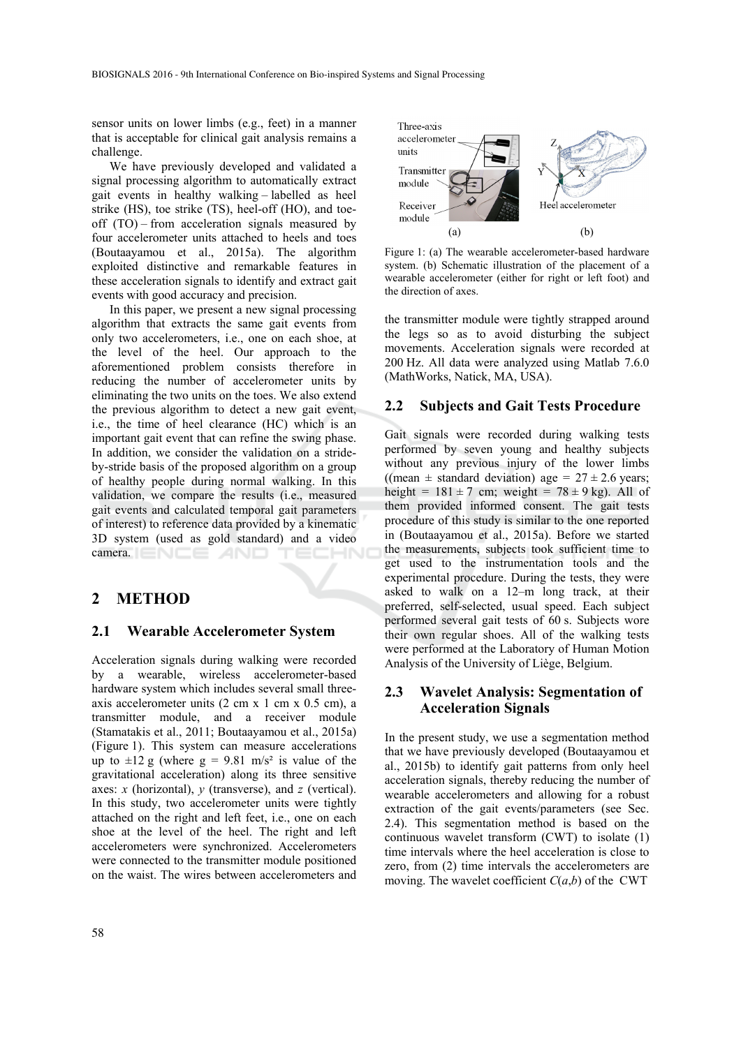sensor units on lower limbs (e.g., feet) in a manner that is acceptable for clinical gait analysis remains a challenge.

We have previously developed and validated a signal processing algorithm to automatically extract gait events in healthy walking – labelled as heel strike (HS), toe strike (TS), heel-off (HO), and toe-off (TO) – from acceleration signals measured by four accelerometer units attached to heels and toes (Boutaayamou et al., 2015a). The algorithm exploited distinctive and remarkable features in these acceleration signals to identify and extract gait events with good accuracy and precision.

In this paper, we present a new signal processing algorithm that extracts the same gait events from only two accelerometers, i.e., one on each shoe, at the level of the heel. Our approach to the aforementioned problem consists therefore in reducing the number of accelerometer units by eliminating the two units on the toes. We also extend the previous algorithm to detect a new gait event, i.e., the time of heel clearance (HC) which is an important gait event that can refine the swing phase. In addition, we consider the validation on a stride-by-stride basis of the proposed algorithm on a group of healthy people during normal walking. In this validation, we compare the results (i.e., measured gait events and calculated temporal gait parameters of interest) to reference data provided by a kinematic 3D system (used as gold standard) and a video camera.

## 2 METHOD

### 2.1 Wearable Accelerometer System

Acceleration signals during walking were recorded by a wearable, wireless accelerometer-based hardware system which includes several small three-axis accelerometer units (2 cm x 1 cm x 0.5 cm), a transmitter module, and a receiver module (Stamatakis et al., 2011; Boutaayamou et al., 2015a) (Figure 1). This system can measure accelerations up to ±12 g (where g = 9.81 m/s² is value of the gravitational acceleration) along its three sensitive axes: *x* (horizontal), *y* (transverse), and *z* (vertical). In this study, two accelerometer units were tightly attached on the right and left feet, i.e., one on each shoe at the level of the heel. The right and left accelerometers were synchronized. Accelerometers were connected to the transmitter module positioned on the waist. The wires between accelerometers and the transmitter module were tightly strapped around the legs so as to avoid disturbing the subject movements. Acceleration signals were recorded at 200 Hz. All data were analyzed using Matlab 7.6.0 (MathWorks, Natick, MA, USA).

Figure 1: (a) The wearable accelerometer-based hardware system. (b) Schematic illustration of the placement of a wearable accelerometer (either for right or left foot) and the direction of axes.

### 2.2 Subjects and Gait Tests Procedure

Gait signals were recorded during walking tests performed by seven young and healthy subjects without any previous injury of the lower limbs ((mean ± standard deviation) age = 27 ± 2.6 years; height = 181 ± 7 cm; weight = 78 ± 9 kg). All of them provided informed consent. The gait tests procedure of this study is similar to the one reported in (Boutaayamou et al., 2015a). Before we started the measurements, subjects took sufficient time to get used to the instrumentation tools and the experimental procedure. During the tests, they were asked to walk on a 12–m long track, at their preferred, self-selected, usual speed. Each subject performed several gait tests of 60 s. Subjects wore their own regular shoes. All of the walking tests were performed at the Laboratory of Human Motion Analysis of the University of Liège, Belgium.

### 2.3 Wavelet Analysis: Segmentation of Acceleration Signals

In the present study, we use a segmentation method that we have previously developed (Boutaayamou et al., 2015b) to identify gait patterns from only heel acceleration signals, thereby reducing the number of wearable accelerometers and allowing for a robust extraction of the gait events/parameters (see Sec. 2.4). This segmentation method is based on the continuous wavelet transform (CWT) to isolate (1) time intervals where the heel acceleration is close to zero, from (2) time intervals the accelerometers are moving. The wavelet coefficient $C(a,b)$ of the CWT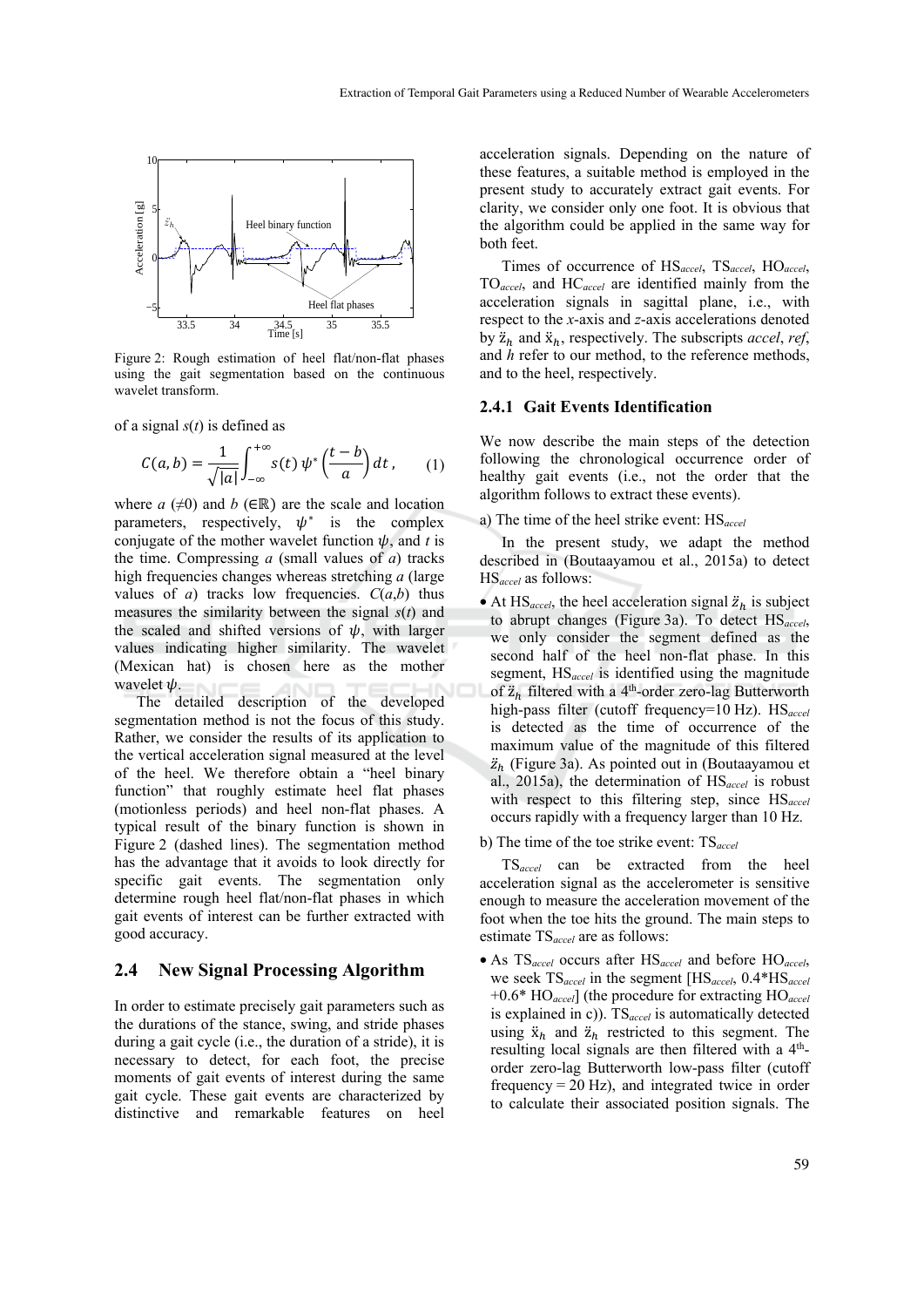Figure 2: Rough estimation of heel flat/non-flat phases using the gait segmentation based on the continuous wavelet transform.

of a signal $s(t)$ is defined as

$$C(a,b) = \frac{1}{\sqrt{|a|}} \int_{-\infty}^{+\infty} s(t)\, \psi^* \left(\frac{t-b}{a}\right) dt\,, \qquad (1)$$

where $a$ ($\neq 0$) and $b$ ($\in \mathbb{R}$) are the scale and location parameters, respectively, $\psi^*$ is the complex conjugate of the mother wavelet function $\psi$, and $t$ is the time. Compressing $a$ (small values of $a$) tracks high frequencies changes whereas stretching $a$ (large values of $a$) tracks low frequencies. $C(a,b)$ thus measures the similarity between the signal $s(t)$ and the scaled and shifted versions of $\psi$, with larger values indicating higher similarity. The wavelet (Mexican hat) is chosen here as the mother wavelet $\psi$.

The detailed description of the developed segmentation method is not the focus of this study. Rather, we consider the results of its application to the vertical acceleration signal measured at the level of the heel. We therefore obtain a "heel binary function" that roughly estimate heel flat phases (motionless periods) and heel non-flat phases. A typical result of the binary function is shown in Figure 2 (dashed lines). The segmentation method has the advantage that it avoids to look directly for specific gait events. The segmentation only determine rough heel flat/non-flat phases in which gait events of interest can be further extracted with good accuracy.

## 2.4 New Signal Processing Algorithm

In order to estimate precisely gait parameters such as the durations of the stance, swing, and stride phases during a gait cycle (i.e., the duration of a stride), it is necessary to detect, for each foot, the precise moments of gait events of interest during the same gait cycle. These gait events are characterized by distinctive and remarkable features on heel acceleration signals. Depending on the nature of these features, a suitable method is employed in the present study to accurately extract gait events. For clarity, we consider only one foot. It is obvious that the algorithm could be applied in the same way for both feet.

Times of occurrence of $HS_{accel}$, $TS_{accel}$, $HO_{accel}$, $TO_{accel}$, and $HC_{accel}$ are identified mainly from the acceleration signals in sagittal plane, i.e., with respect to the *x*-axis and *z*-axis accelerations denoted by $\ddot{z}_h$ and $\ddot{x}_h$, respectively. The subscripts *accel*, *ref*, and *h* refer to our method, to the reference methods, and to the heel, respectively.

### 2.4.1 Gait Events Identification

We now describe the main steps of the detection following the chronological occurrence order of healthy gait events (i.e., not the order that the algorithm follows to extract these events).

a) The time of the heel strike event: $HS_{accel}$

In the present study, we adapt the method described in (Boutaayamou et al., 2015a) to detect $HS_{accel}$ as follows:

- At $HS_{accel}$, the heel acceleration signal $\ddot{z}_h$ is subject to abrupt changes (Figure 3a). To detect $HS_{accel}$, we only consider the segment defined as the second half of the heel non-flat phase. In this segment, $HS_{accel}$ is identified using the magnitude of $\ddot{z}_h$ filtered with a 4[th]-order zero-lag Butterworth high-pass filter (cutoff frequency=10 Hz). $HS_{accel}$ is detected as the time of occurrence of the maximum value of the magnitude of this filtered $\ddot{z}_h$ (Figure 3a). As pointed out in (Boutaayamou et al., 2015a), the determination of $HS_{accel}$ is robust with respect to this filtering step, since $HS_{accel}$ occurs rapidly with a frequency larger than 10 Hz.

b) The time of the toe strike event: $TS_{accel}$

$TS_{accel}$ can be extracted from the heel acceleration signal as the accelerometer is sensitive enough to measure the acceleration movement of the foot when the toe hits the ground. The main steps to estimate $TS_{accel}$ are as follows:

- As $TS_{accel}$ occurs after $HS_{accel}$ and before $HO_{accel}$, we seek $TS_{accel}$ in the segment [$HS_{accel}$, $0.4{*}HS_{accel} + 0.6{*}HO_{accel}$] (the procedure for extracting $HO_{accel}$ is explained in c)). $TS_{accel}$ is automatically detected using $\ddot{x}_h$ and $\ddot{z}_h$ restricted to this segment. The resulting local signals are then filtered with a 4[th]-order zero-lag Butterworth low-pass filter (cutoff frequency = 20 Hz), and integrated twice in order to calculate their associated position signals. The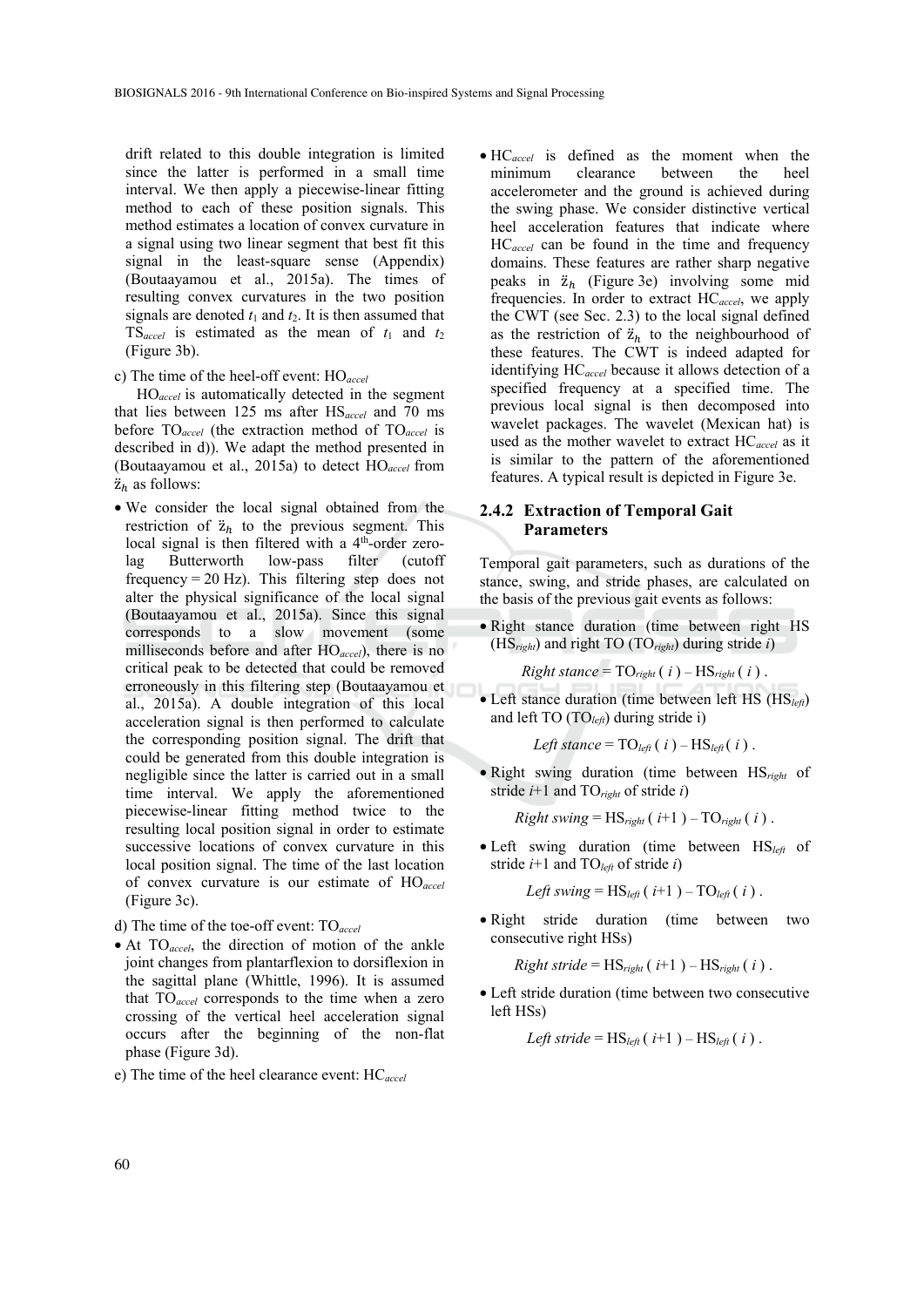drift related to this double integration is limited since the latter is performed in a small time interval. We then apply a piecewise-linear fitting method to each of these position signals. This method estimates a location of convex curvature in a signal using two linear segment that best fit this signal in the least-square sense (Appendix) (Boutaayamou et al., 2015a). The times of resulting convex curvatures in the two position signals are denoted $t_1$ and $t_2$. It is then assumed that $TS_{accel}$ is estimated as the mean of $t_1$ and $t_2$ (Figure 3b).

c) The time of the heel-off event: $HO_{accel}$

$HO_{accel}$ is automatically detected in the segment that lies between 125 ms after $HS_{accel}$ and 70 ms before $TO_{accel}$ (the extraction method of $TO_{accel}$ is described in d)). We adapt the method presented in (Boutaayamou et al., 2015a) to detect $HO_{accel}$ from $\ddot{z}_h$ as follows:

- We consider the local signal obtained from the restriction of $\ddot{z}_h$ to the previous segment. This local signal is then filtered with a 4th-order zero-lag Butterworth low-pass filter (cutoff frequency = 20 Hz). This filtering step does not alter the physical significance of the local signal (Boutaayamou et al., 2015a). Since this signal corresponds to a slow movement (some milliseconds before and after $HO_{accel}$), there is no critical peak to be detected that could be removed erroneously in this filtering step (Boutaayamou et al., 2015a). A double integration of this local acceleration signal is then performed to calculate the corresponding position signal. The drift that could be generated from this double integration is negligible since the latter is carried out in a small time interval. We apply the aforementioned piecewise-linear fitting method twice to the resulting local position signal in order to estimate successive locations of convex curvature in this local position signal. The time of the last location of convex curvature is our estimate of $HO_{accel}$ (Figure 3c).

d) The time of the toe-off event: $TO_{accel}$

- At $TO_{accel}$, the direction of motion of the ankle joint changes from plantarflexion to dorsiflexion in the sagittal plane (Whittle, 1996). It is assumed that $TO_{accel}$ corresponds to the time when a zero crossing of the vertical heel acceleration signal occurs after the beginning of the non-flat phase (Figure 3d).

e) The time of the heel clearance event: $HC_{accel}$

- $HC_{accel}$ is defined as the moment when the minimum clearance between the heel accelerometer and the ground is achieved during the swing phase. We consider distinctive vertical heel acceleration features that indicate where $HC_{accel}$ can be found in the time and frequency domains. These features are rather sharp negative peaks in $\ddot{z}_h$ (Figure 3e) involving some mid frequencies. In order to extract $HC_{accel}$, we apply the CWT (see Sec. 2.3) to the local signal defined as the restriction of $\ddot{z}_h$ to the neighbourhood of these features. The CWT is indeed adapted for identifying $HC_{accel}$ because it allows detection of a specified frequency at a specified time. The previous local signal is then decomposed into wavelet packages. The wavelet (Mexican hat) is used as the mother wavelet to extract $HC_{accel}$ as it is similar to the pattern of the aforementioned features. A typical result is depicted in Figure 3e.

### 2.4.2 Extraction of Temporal Gait Parameters

Temporal gait parameters, such as durations of the stance, swing, and stride phases, are calculated on the basis of the previous gait events as follows:

- Right stance duration (time between right HS ($HS_{right}$) and right TO ($TO_{right}$) during stride *i*)

$$\textit{Right stance} = TO_{right}(i) - HS_{right}(i) .$$

- Left stance duration (time between left HS ($HS_{left}$) and left TO ($TO_{left}$) during stride i)

$$\textit{Left stance} = TO_{left}(i) - HS_{left}(i) .$$

- Right swing duration (time between $HS_{right}$ of stride *i*+1 and $TO_{right}$ of stride *i*)

$$\textit{Right swing} = HS_{right}(i+1) - TO_{right}(i) .$$

- Left swing duration (time between $HS_{left}$ of stride *i*+1 and $TO_{left}$ of stride *i*)

$$\textit{Left swing} = HS_{left}(i+1) - TO_{left}(i) .$$

- Right stride duration (time between two consecutive right HSs)

$$\textit{Right stride} = HS_{right}(i+1) - HS_{right}(i) .$$

- Left stride duration (time between two consecutive left HSs)

$$\textit{Left stride} = HS_{left}(i+1) - HS_{left}(i) .$$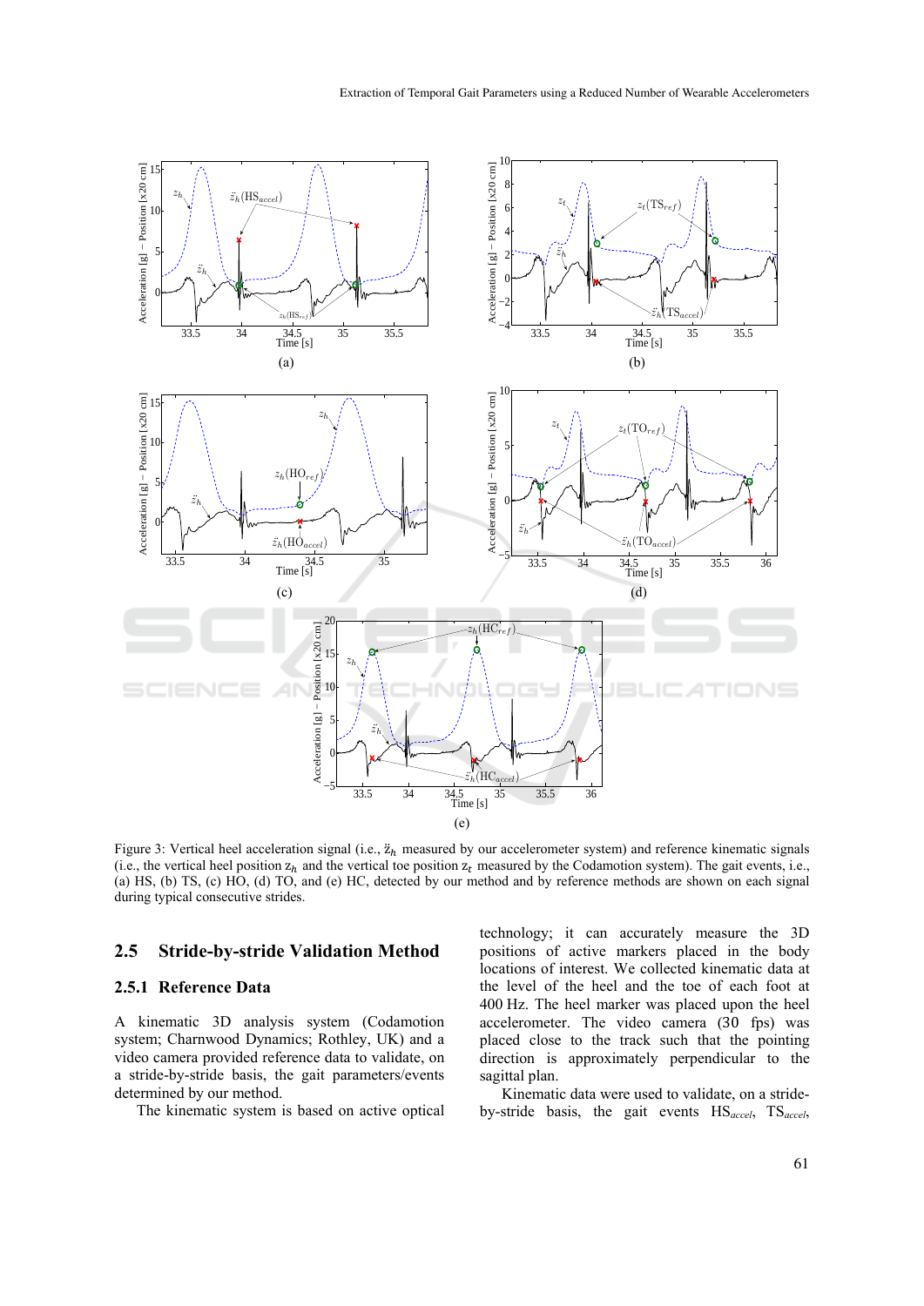Figure 3: Vertical heel acceleration signal (i.e., $\ddot{z}_h$ measured by our accelerometer system) and reference kinematic signals (i.e., the vertical heel position $z_h$ and the vertical toe position $z_t$ measured by the Codamotion system). The gait events, i.e., (a) HS, (b) TS, (c) HO, (d) TO, and (e) HC, detected by our method and by reference methods are shown on each signal during typical consecutive strides.

## 2.5 Stride-by-stride Validation Method

### 2.5.1 Reference Data

A kinematic 3D analysis system (Codamotion system; Charnwood Dynamics; Rothley, UK) and a video camera provided reference data to validate, on a stride-by-stride basis, the gait parameters/events determined by our method.

The kinematic system is based on active optical technology; it can accurately measure the 3D positions of active markers placed in the body locations of interest. We collected kinematic data at the level of the heel and the toe of each foot at 400 Hz. The heel marker was placed upon the heel accelerometer. The video camera (30 fps) was placed close to the track such that the pointing direction is approximately perpendicular to the sagittal plan.

Kinematic data were used to validate, on a stride-by-stride basis, the gait events $HS_{accel}$, $TS_{accel}$,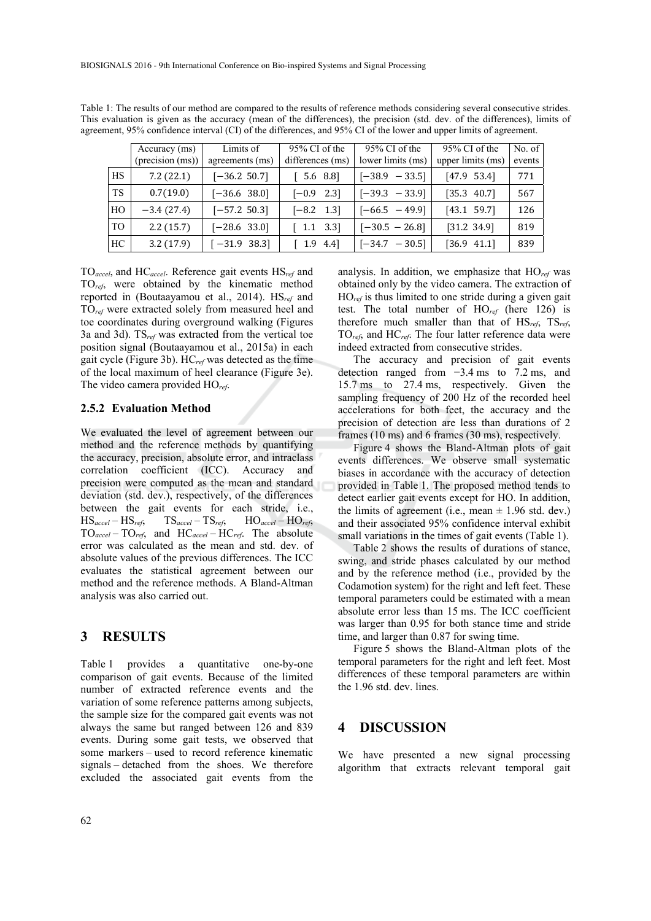Table 1: The results of our method are compared to the results of reference methods considering several consecutive strides. This evaluation is given as the accuracy (mean of the differences), the precision (std. dev. of the differences), limits of agreement, 95% confidence interval (CI) of the differences, and 95% CI of the lower and upper limits of agreement.

| | Accuracy (ms) (precision (ms)) | Limits of agreements (ms) | 95% CI of the differences (ms) | 95% CI of the lower limits (ms) | 95% CI of the upper limits (ms) | No. of events |
|---|---|---|---|---|---|---|
| HS | 7.2 (22.1) | [−36.2 50.7] | [ 5.6 8.8] | [−38.9 −33.5] | [47.9 53.4] | 771 |
| TS | 0.7(19.0) | [−36.6 38.0] | [−0.9 2.3] | [−39.3 −33.9] | [35.3 40.7] | 567 |
| HO | −3.4 (27.4) | [−57.2 50.3] | [−8.2 1.3] | [−66.5 −49.9] | [43.1 59.7] | 126 |
| TO | 2.2 (15.7) | [−28.6 33.0] | [ 1.1 3.3] | [−30.5 − 26.8] | [31.2 34.9] | 819 |
| HC | 3.2 (17.9) | [ −31.9 38.3] | [ 1.9 4.4] | [−34.7 −30.5] | [36.9 41.1] | 839 |

$TO_{accel}$, and $HC_{accel}$. Reference gait events $HS_{ref}$ and $TO_{ref}$, were obtained by the kinematic method reported in (Boutaayamou et al., 2014). $HS_{ref}$ and $TO_{ref}$ were extracted solely from measured heel and toe coordinates during overground walking (Figures 3a and 3d). $TS_{ref}$ was extracted from the vertical toe position signal (Boutaayamou et al., 2015a) in each gait cycle (Figure 3b). $HC_{ref}$ was detected as the time of the local maximum of heel clearance (Figure 3e). The video camera provided $HO_{ref}$.

### 2.5.2 Evaluation Method

We evaluated the level of agreement between our method and the reference methods by quantifying the accuracy, precision, absolute error, and intraclass correlation coefficient (ICC). Accuracy and precision were computed as the mean and standard deviation (std. dev.), respectively, of the differences between the gait events for each stride, i.e., $HS_{accel} – HS_{ref}$, $TS_{accel} – TS_{ref}$, $HO_{accel} – HO_{ref}$, $TO_{accel} – TO_{ref}$, and $HC_{accel} – HC_{ref}$. The absolute error was calculated as the mean and std. dev. of absolute values of the previous differences. The ICC evaluates the statistical agreement between our method and the reference methods. A Bland-Altman analysis was also carried out.

## 3 RESULTS

Table 1 provides a quantitative one-by-one comparison of gait events. Because of the limited number of extracted reference events and the variation of some reference patterns among subjects, the sample size for the compared gait events was not always the same but ranged between 126 and 839 events. During some gait tests, we observed that some markers – used to record reference kinematic signals – detached from the shoes. We therefore excluded the associated gait events from the analysis. In addition, we emphasize that $HO_{ref}$ was obtained only by the video camera. The extraction of $HO_{ref}$ is thus limited to one stride during a given gait test. The total number of $HO_{ref}$ (here 126) is therefore much smaller than that of $HS_{ref}$, $TS_{ref}$, $TO_{ref}$, and $HC_{ref}$. The four latter reference data were indeed extracted from consecutive strides.

The accuracy and precision of gait events detection ranged from −3.4 ms to 7.2 ms, and 15.7 ms to 27.4 ms, respectively. Given the sampling frequency of 200 Hz of the recorded heel accelerations for both feet, the accuracy and the precision of detection are less than durations of 2 frames (10 ms) and 6 frames (30 ms), respectively.

Figure 4 shows the Bland-Altman plots of gait events differences. We observe small systematic biases in accordance with the accuracy of detection provided in Table 1. The proposed method tends to detect earlier gait events except for HO. In addition, the limits of agreement (i.e., mean ± 1.96 std. dev.) and their associated 95% confidence interval exhibit small variations in the times of gait events (Table 1).

Table 2 shows the results of durations of stance, swing, and stride phases calculated by our method and by the reference method (i.e., provided by the Codamotion system) for the right and left feet. These temporal parameters could be estimated with a mean absolute error less than 15 ms. The ICC coefficient was larger than 0.95 for both stance time and stride time, and larger than 0.87 for swing time.

Figure 5 shows the Bland-Altman plots of the temporal parameters for the right and left feet. Most differences of these temporal parameters are within the 1.96 std. dev. lines.

## 4 DISCUSSION

We have presented a new signal processing algorithm that extracts relevant temporal gait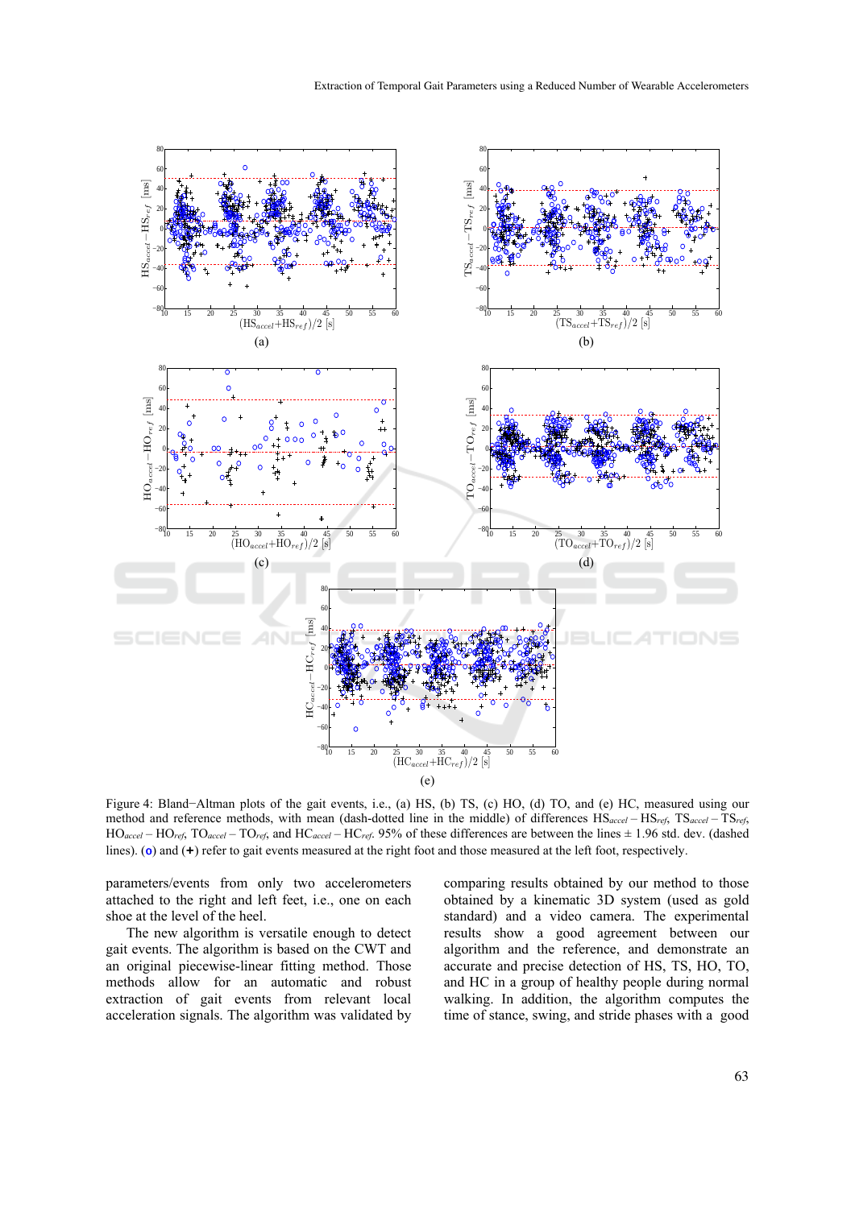Figure 4: Bland−Altman plots of the gait events, i.e., (a) HS, (b) TS, (c) HO, (d) TO, and (e) HC, measured using our method and reference methods, with mean (dash-dotted line in the middle) of differences $HS_{accel} - HS_{ref}$, $TS_{accel} - TS_{ref}$, $HO_{accel} - HO_{ref}$, $TO_{accel} - TO_{ref}$, and $HC_{accel} - HC_{ref}$. 95% of these differences are between the lines ± 1.96 std. dev. (dashed lines). (**o**) and (**+**) refer to gait events measured at the right foot and those measured at the left foot, respectively.

parameters/events from only two accelerometers attached to the right and left feet, i.e., one on each shoe at the level of the heel.

The new algorithm is versatile enough to detect gait events. The algorithm is based on the CWT and an original piecewise-linear fitting method. Those methods allow for an automatic and robust extraction of gait events from relevant local acceleration signals. The algorithm was validated by comparing results obtained by our method to those obtained by a kinematic 3D system (used as gold standard) and a video camera. The experimental results show a good agreement between our algorithm and the reference, and demonstrate an accurate and precise detection of HS, TS, HO, TO, and HC in a group of healthy people during normal walking. In addition, the algorithm computes the time of stance, swing, and stride phases with a good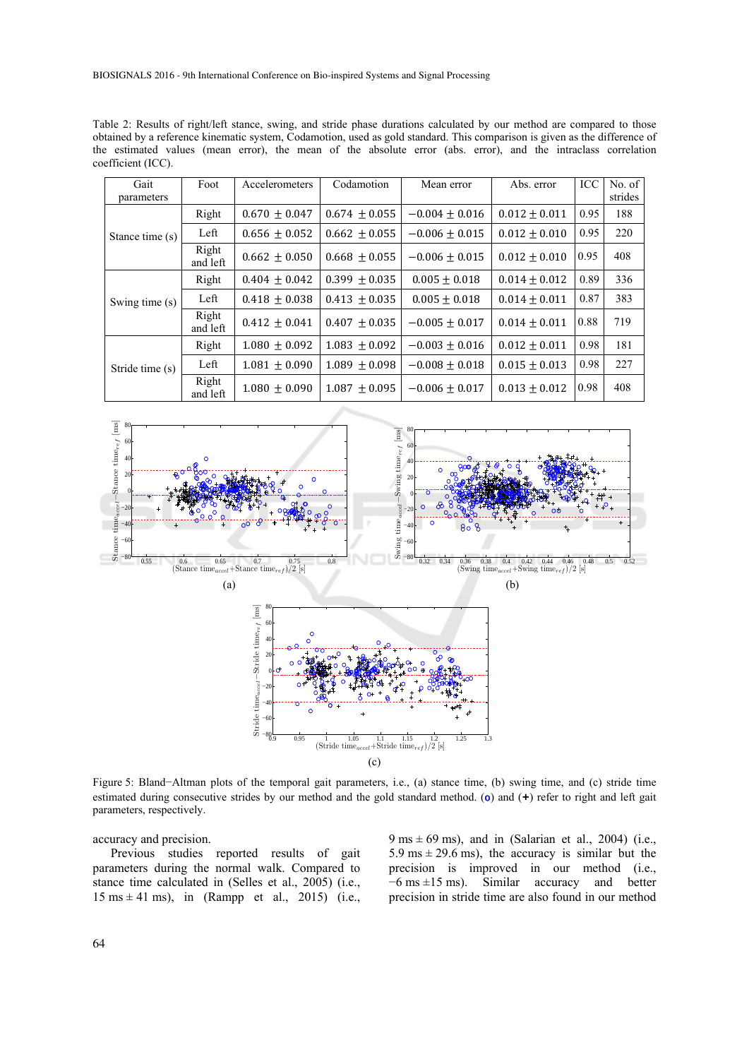Table 2: Results of right/left stance, swing, and stride phase durations calculated by our method are compared to those obtained by a reference kinematic system, Codamotion, used as gold standard. This comparison is given as the difference of the estimated values (mean error), the mean of the absolute error (abs. error), and the intraclass correlation coefficient (ICC).

| Gait parameters | Foot | Accelerometers | Codamotion | Mean error | Abs. error | ICC | No. of strides |
|---|---|---|---|---|---|---|---|
| Stance time (s) | Right | $0.670 \pm 0.047$ | $0.674 \pm 0.055$ | $-0.004 \pm 0.016$ | $0.012 \pm 0.011$ | 0.95 | 188 |
| | Left | $0.656 \pm 0.052$ | $0.662 \pm 0.055$ | $-0.006 \pm 0.015$ | $0.012 \pm 0.010$ | 0.95 | 220 |
| | Right and left | $0.662 \pm 0.050$ | $0.668 \pm 0.055$ | $-0.006 \pm 0.015$ | $0.012 \pm 0.010$ | 0.95 | 408 |
| Swing time (s) | Right | $0.404 \pm 0.042$ | $0.399 \pm 0.035$ | $0.005 \pm 0.018$ | $0.014 \pm 0.012$ | 0.89 | 336 |
| | Left | $0.418 \pm 0.038$ | $0.413 \pm 0.035$ | $0.005 \pm 0.018$ | $0.014 \pm 0.011$ | 0.87 | 383 |
| | Right and left | $0.412 \pm 0.041$ | $0.407 \pm 0.035$ | $-0.005 \pm 0.017$ | $0.014 \pm 0.011$ | 0.88 | 719 |
| Stride time (s) | Right | $1.080 \pm 0.092$ | $1.083 \pm 0.092$ | $-0.003 \pm 0.016$ | $0.012 \pm 0.011$ | 0.98 | 181 |
| | Left | $1.081 \pm 0.090$ | $1.089 \pm 0.098$ | $-0.008 \pm 0.018$ | $0.015 \pm 0.013$ | 0.98 | 227 |
| | Right and left | $1.080 \pm 0.090$ | $1.087 \pm 0.095$ | $-0.006 \pm 0.017$ | $0.013 \pm 0.012$ | 0.98 | 408 |

Figure 5: Bland−Altman plots of the temporal gait parameters, i.e., (a) stance time, (b) swing time, and (c) stride time estimated during consecutive strides by our method and the gold standard method. (**o**) and (**+**) refer to right and left gait parameters, respectively.

accuracy and precision.

Previous studies reported results of gait parameters during the normal walk. Compared to stance time calculated in (Selles et al., 2005) (i.e., 15 ms ± 41 ms), in (Rampp et al., 2015) (i.e., 9 ms ± 69 ms), and in (Salarian et al., 2004) (i.e., 5.9 ms ± 29.6 ms), the accuracy is similar but the precision is improved in our method (i.e., −6 ms ±15 ms). Similar accuracy and better precision in stride time are also found in our method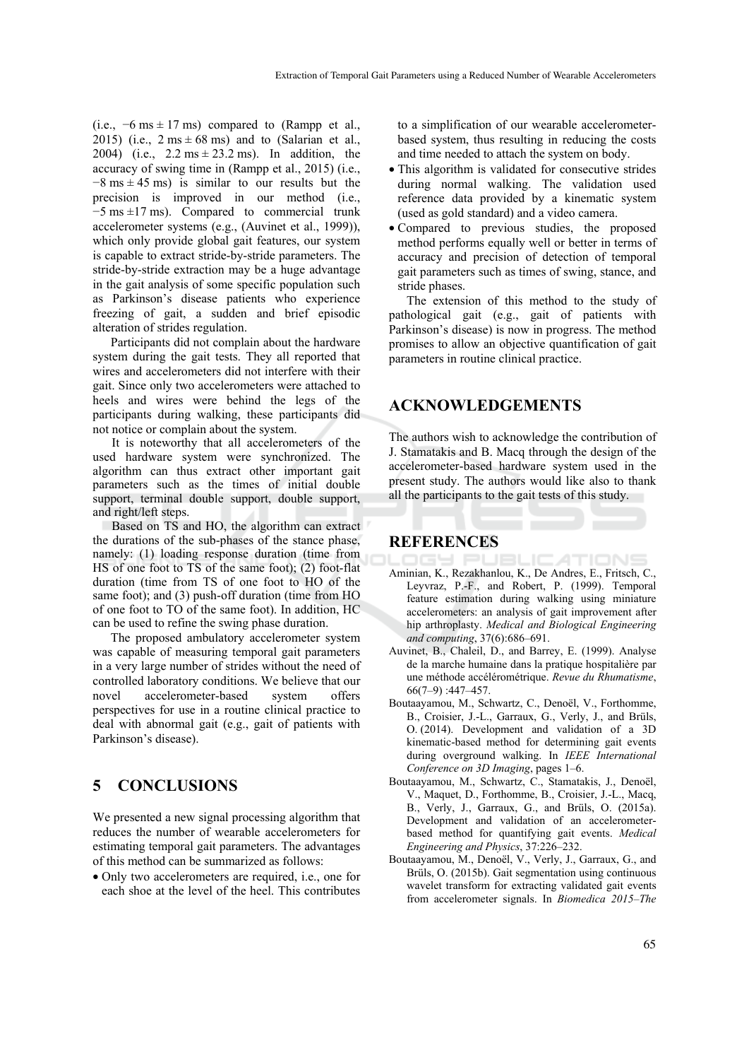(i.e., −6 ms ± 17 ms) compared to (Rampp et al., 2015) (i.e., 2 ms ± 68 ms) and to (Salarian et al., 2004) (i.e., 2.2 ms ± 23.2 ms). In addition, the accuracy of swing time in (Rampp et al., 2015) (i.e., −8 ms ± 45 ms) is similar to our results but the precision is improved in our method (i.e., −5 ms ±17 ms). Compared to commercial trunk accelerometer systems (e.g., (Auvinet et al., 1999)), which only provide global gait features, our system is capable to extract stride-by-stride parameters. The stride-by-stride extraction may be a huge advantage in the gait analysis of some specific population such as Parkinson's disease patients who experience freezing of gait, a sudden and brief episodic alteration of strides regulation.

Participants did not complain about the hardware system during the gait tests. They all reported that wires and accelerometers did not interfere with their gait. Since only two accelerometers were attached to heels and wires were behind the legs of the participants during walking, these participants did not notice or complain about the system.

It is noteworthy that all accelerometers of the used hardware system were synchronized. The algorithm can thus extract other important gait parameters such as the times of initial double support, terminal double support, double support, and right/left steps.

Based on TS and HO, the algorithm can extract the durations of the sub-phases of the stance phase, namely: (1) loading response duration (time from HS of one foot to TS of the same foot); (2) foot-flat duration (time from TS of one foot to HO of the same foot); and (3) push-off duration (time from HO of one foot to TO of the same foot). In addition, HC can be used to refine the swing phase duration.

The proposed ambulatory accelerometer system was capable of measuring temporal gait parameters in a very large number of strides without the need of controlled laboratory conditions. We believe that our novel accelerometer-based system offers perspectives for use in a routine clinical practice to deal with abnormal gait (e.g., gait of patients with Parkinson's disease).

## 5 CONCLUSIONS

We presented a new signal processing algorithm that reduces the number of wearable accelerometers for estimating temporal gait parameters. The advantages of this method can be summarized as follows:

- Only two accelerometers are required, i.e., one for each shoe at the level of the heel. This contributes to a simplification of our wearable accelerometer-based system, thus resulting in reducing the costs and time needed to attach the system on body.
- This algorithm is validated for consecutive strides during normal walking. The validation used reference data provided by a kinematic system (used as gold standard) and a video camera.
- Compared to previous studies, the proposed method performs equally well or better in terms of accuracy and precision of detection of temporal gait parameters such as times of swing, stance, and stride phases.

The extension of this method to the study of pathological gait (e.g., gait of patients with Parkinson's disease) is now in progress. The method promises to allow an objective quantification of gait parameters in routine clinical practice.

## ACKNOWLEDGEMENTS

The authors wish to acknowledge the contribution of J. Stamatakis and B. Macq through the design of the accelerometer-based hardware system used in the present study. The authors would like also to thank all the participants to the gait tests of this study.

## REFERENCES

Aminian, K., Rezakhanlou, K., De Andres, E., Fritsch, C., Leyvraz, P.-F., and Robert, P. (1999). Temporal feature estimation during walking using miniature accelerometers: an analysis of gait improvement after hip arthroplasty. *Medical and Biological Engineering and computing*, 37(6):686–691.

Auvinet, B., Chaleil, D., and Barrey, E. (1999). Analyse de la marche humaine dans la pratique hospitalière par une méthode accélérométrique. *Revue du Rhumatisme*, 66(7–9) :447–457.

Boutaayamou, M., Schwartz, C., Denoël, V., Forthomme, B., Croisier, J.-L., Garraux, G., Verly, J., and Brüls, O. (2014). Development and validation of a 3D kinematic-based method for determining gait events during overground walking. In *IEEE International Conference on 3D Imaging*, pages 1–6.

Boutaayamou, M., Schwartz, C., Stamatakis, J., Denoël, V., Maquet, D., Forthomme, B., Croisier, J.-L., Macq, B., Verly, J., Garraux, G., and Brüls, O. (2015a). Development and validation of an accelerometer-based method for quantifying gait events. *Medical Engineering and Physics*, 37:226–232.

Boutaayamou, M., Denoël, V., Verly, J., Garraux, G., and Brüls, O. (2015b). Gait segmentation using continuous wavelet transform for extracting validated gait events from accelerometer signals. In *Biomedica 2015–The*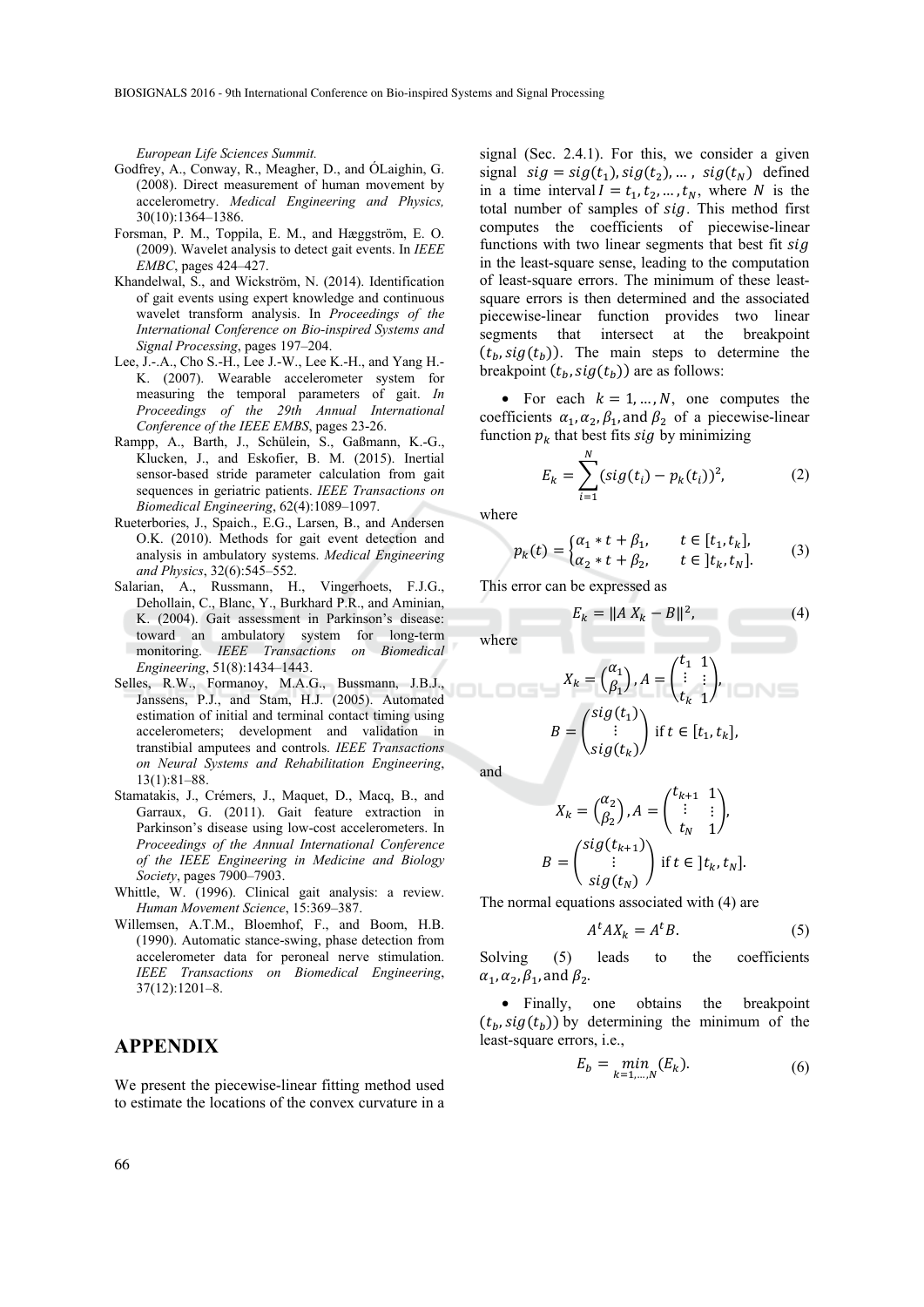*European Life Sciences Summit.*

Godfrey, A., Conway, R., Meagher, D., and ÓLaighin, G. (2008). Direct measurement of human movement by accelerometry. *Medical Engineering and Physics,* 30(10):1364–1386.

Forsman, P. M., Toppila, E. M., and Hæggström, E. O. (2009). Wavelet analysis to detect gait events. In *IEEE EMBC*, pages 424–427.

Khandelwal, S., and Wickström, N. (2014). Identification of gait events using expert knowledge and continuous wavelet transform analysis. In *Proceedings of the International Conference on Bio-inspired Systems and Signal Processing*, pages 197–204.

Lee, J.-.A., Cho S.-H., Lee J.-W., Lee K.-H., and Yang H.-K. (2007). Wearable accelerometer system for measuring the temporal parameters of gait. *In Proceedings of the 29th Annual International Conference of the IEEE EMBS*, pages 23-26.

Rampp, A., Barth, J., Schülein, S., Gaßmann, K.-G., Klucken, J., and Eskofier, B. M. (2015). Inertial sensor-based stride parameter calculation from gait sequences in geriatric patients. *IEEE Transactions on Biomedical Engineering*, 62(4):1089–1097.

Rueterbories, J., Spaich., E.G., Larsen, B., and Andersen O.K. (2010). Methods for gait event detection and analysis in ambulatory systems. *Medical Engineering and Physics*, 32(6):545–552.

Salarian, A., Russmann, H., Vingerhoets, F.J.G., Dehollain, C., Blanc, Y., Burkhard P.R., and Aminian, K. (2004). Gait assessment in Parkinson's disease: toward an ambulatory system for long-term monitoring. *IEEE Transactions on Biomedical Engineering*, 51(8):1434–1443.

Selles, R.W., Formanoy, M.A.G., Bussmann, J.B.J., Janssens, P.J., and Stam, H.J. (2005). Automated estimation of initial and terminal contact timing using accelerometers; development and validation in transtibial amputees and controls. *IEEE Transactions on Neural Systems and Rehabilitation Engineering*, 13(1):81–88.

Stamatakis, J., Crémers, J., Maquet, D., Macq, B., and Garraux, G. (2011). Gait feature extraction in Parkinson's disease using low-cost accelerometers. In *Proceedings of the Annual International Conference of the IEEE Engineering in Medicine and Biology Society*, pages 7900–7903.

Whittle, W. (1996). Clinical gait analysis: a review. *Human Movement Science*, 15:369–387.

Willemsen, A.T.M., Bloemhof, F., and Boom, H.B. (1990). Automatic stance-swing, phase detection from accelerometer data for peroneal nerve stimulation. *IEEE Transactions on Biomedical Engineering*, 37(12):1201–8.

## APPENDIX

We present the piecewise-linear fitting method used to estimate the locations of the convex curvature in a signal (Sec. 2.4.1). For this, we consider a given signal $sig = sig(t_1), sig(t_2), \dots, sig(t_N)$ defined in a time interval $I = t_1, t_2, \dots, t_N$, where $N$ is the total number of samples of $sig$. This method first computes the coefficients of piecewise-linear functions with two linear segments that best fit $sig$ in the least-square sense, leading to the computation of least-square errors. The minimum of these least-square errors is then determined and the associated piecewise-linear function provides two linear segments that intersect at the breakpoint $(t_b, sig(t_b))$. The main steps to determine the breakpoint $(t_b, sig(t_b))$ are as follows:

- For each $k = 1, \dots, N$, one computes the coefficients $\alpha_1, \alpha_2, \beta_1,$ and $\beta_2$ of a piecewise-linear function $p_k$ that best fits $sig$ by minimizing

$$E_k = \sum_{i=1}^{N} (sig(t_i) - p_k(t_i))^2, \tag{2}$$

where

$$p_k(t) = \begin{cases} \alpha_1 * t + \beta_1, & t \in [t_1, t_k], \\ \alpha_2 * t + \beta_2, & t \in ]t_k, t_N]. \end{cases} \tag{3}$$

This error can be expressed as

$$E_k = \|A\, X_k - B\|^2, \tag{4}$$

where

$$X_k = \begin{pmatrix} \alpha_1 \\ \beta_1 \end{pmatrix}, A = \begin{pmatrix} t_1 & 1 \\ \vdots & \vdots \\ t_k & 1 \end{pmatrix},$$

$$B = \begin{pmatrix} sig(t_1) \\ \vdots \\ sig(t_k) \end{pmatrix} \text{ if } t \in [t_1, t_k],$$

and

$$X_k = \begin{pmatrix} \alpha_2 \\ \beta_2 \end{pmatrix}, A = \begin{pmatrix} t_{k+1} & 1 \\ \vdots & \vdots \\ t_N & 1 \end{pmatrix},$$

$$B = \begin{pmatrix} sig(t_{k+1}) \\ \vdots \\ sig(t_N) \end{pmatrix} \text{ if } t \in ]t_k, t_N].$$

The normal equations associated with (4) are

$$A^t A X_k = A^t B. \tag{5}$$

Solving (5) leads to the coefficients $\alpha_1, \alpha_2, \beta_1,$ and $\beta_2$.

- Finally, one obtains the breakpoint $(t_b, sig(t_b))$ by determining the minimum of the least-square errors, i.e.,

$$E_b = \min_{k=1,\dots,N} (E_k). \tag{6}$$